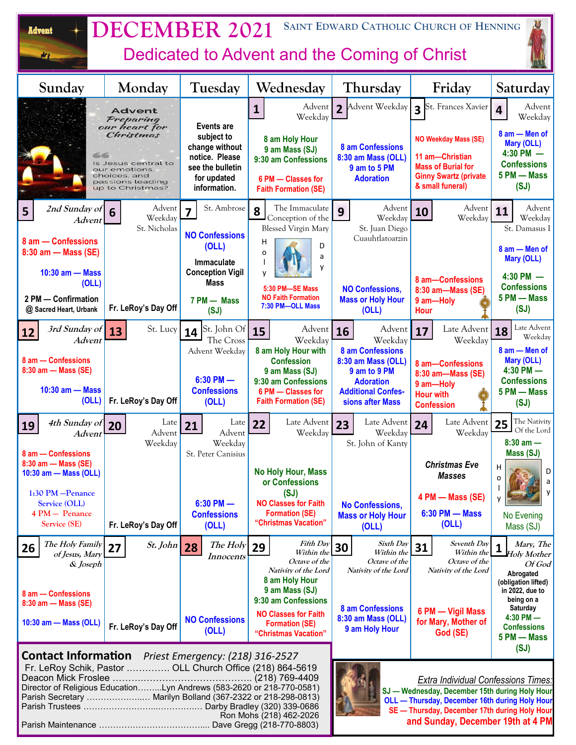# DECEMBER 2021

**Saint Edward Catholic Church of Henning**

## Dedicated to Advent and the Coming of Christ

| Sunday | Monday | Tuesday | Wednesday | Thursday | Friday | Saturday |
|---|---|---|---|---|---|---|
| Advent — Preparing our heart for Christmas. "Is Jesus central to our emotions, choices, and passions leading up to Christmas?" | | Events are subject to change without notice. Please see the bulletin for updated information. | **1** Advent Weekday<br>8 am Holy Hour<br>9 am Mass (SJ)<br>9:30 am Confessions<br>6 PM — Classes for Faith Formation (SE) | **2** Advent Weekday<br>8 am Confessions<br>8:30 am Mass (OLL)<br>9 am to 5 PM Adoration | **3** St. Frances Xavier<br>NO Weekday Mass (SE)<br>11 am—Christian Mass of Burial for Ginny Swartz (private & small funeral) | **4** Advent Weekday<br>8 am — Men of Mary (OLL)<br>4:30 PM — Confessions<br>5 PM — Mass (SJ) |
| **5** *2nd Sunday of Advent*<br>8 am — Confessions<br>8:30 am — Mass (SE)<br>10:30 am — Mass (OLL)<br>2 PM — Confirmation @ Sacred Heart, Urbank | **6** Advent Weekday<br>St. Nicholas<br>Fr. LeRoy's Day Off | **7** St. Ambrose<br>NO Confessions (OLL)<br>Immaculate Conception Vigil Mass<br>7 PM — Mass (SJ) | **8** The Immaculate Conception of the Blessed Virgin Mary<br>Holy Day<br>5:30 PM—SE Mass<br>NO Faith Formation<br>7:30 PM—OLL Mass | **9** Advent Weekday<br>St. Juan Diego Cuauhtlatoatzin<br>NO Confessions, Mass or Holy Hour (OLL) | **10** Advent Weekday<br>8 am—Confessions<br>8:30 am—Mass (SE)<br>9 am—Holy Hour | **11** Advent Weekday<br>St. Damasus I<br>8 am — Men of Mary (OLL)<br>4:30 PM — Confessions<br>5 PM — Mass (SJ) |
| **12** *3rd Sunday of Advent*<br>8 am — Confessions<br>8:30 am — Mass (SE)<br>10:30 am — Mass (OLL) | **13** St. Lucy<br>Fr. LeRoy's Day Off | **14** St. John Of The Cross<br>Advent Weekday<br>6:30 PM — Confessions (OLL) | **15** Advent Weekday<br>8 am Holy Hour with Confession<br>9 am Mass (SJ)<br>9:30 am Confessions<br>6 PM — Classes for Faith Formation (SE) | **16** Advent Weekday<br>8 am Confessions<br>8:30 am Mass (OLL)<br>9 am to 9 PM Adoration<br>Additional Confessions after Mass | **17** Late Advent Weekday<br>8 am—Confessions<br>8:30 am—Mass (SE)<br>9 am—Holy Hour with Confession | **18** Late Advent Weekday<br>8 am — Men of Mary (OLL)<br>4:30 PM — Confessions<br>5 PM — Mass (SJ) |
| **19** *4th Sunday of Advent*<br>8 am — Confessions<br>8:30 am — Mass (SE)<br>10:30 am — Mass (OLL)<br>1:30 PM —Penance Service (OLL)<br>4 PM — Penance Service (SE) | **20** Late Advent Weekday<br>Fr. LeRoy's Day Off | **21** Late Advent Weekday<br>St. Peter Canisius<br>6:30 PM — Confessions (OLL) | **22** Late Advent Weekday<br>No Holy Hour, Mass or Confessions (SJ)<br>NO Classes for Faith Formation (SE)<br>"Christmas Vacation" | **23** Late Advent Weekday<br>St. John of Kanty<br>No Confessions, Mass or Holy Hour (OLL) | **24** Late Advent Weekday<br>*Christmas Eve Masses*<br>4 PM — Mass (SE)<br>6:30 PM — Mass (OLL) | **25** The Nativity Of the Lord<br>8:30 am — Mass (SJ)<br>Holy Day<br>No Evening Mass (SJ) |
| **26** *The Holy Family of Jesus, Mary & Joseph*<br>8 am — Confessions<br>8:30 am — Mass (SE)<br>10:30 am — Mass (OLL) | **27** *St. John*<br>Fr. LeRoy's Day Off | **28** *The Holy Innocents*<br>NO Confessions (OLL) | **29** *Fifth Day Within the Octave of the Nativity of the Lord*<br>8 am Holy Hour<br>9 am Mass (SJ)<br>9:30 am Confessions<br>NO Classes for Faith Formation (SE)<br>"Christmas Vacation" | **30** *Sixth Day Within the Octave of the Nativity of the Lord*<br>8 am Confessions<br>8:30 am Mass (OLL)<br>9 am Holy Hour | **31** *Seventh Day Within the Octave of the Nativity of the Lord*<br>6 PM — Vigil Mass for Mary, Mother of God (SE) | **1** *Mary, The Holy Mother Of God*<br>Abrogated (obligation lifted) in 2022, due to being on a Saturday<br>4:30 PM — Confessions<br>5 PM — Mass (SJ) |

## Contact Information

*Priest Emergency: (218) 316-2527*

- Fr. LeRoy Schik, Pastor .............. OLL Church Office (218) 864-5619
- Deacon Mick Froslee ............................................. (218) 769-4409
- Director of Religious Education.........Lyn Andrews (583-2620 or 218-770-0581)
- Parish Secretary ...................... Marilyn Bolland (367-2322 or 218-298-0813)
- Parish Trustees ........................................ Darby Bradley (320) 339-0686
  Ron Mohs (218) 462-2026
- Parish Maintenance ........................................ Dave Gregg (218-770-8803)

## Extra Individual Confessions Times:

**SJ — Wednesday, December 15th during Holy Hour**
**OLL — Thursday, December 16th during Holy Hour**
**SE — Thursday, December 17th during Holy Hour and Sunday, December 19th at 4 PM**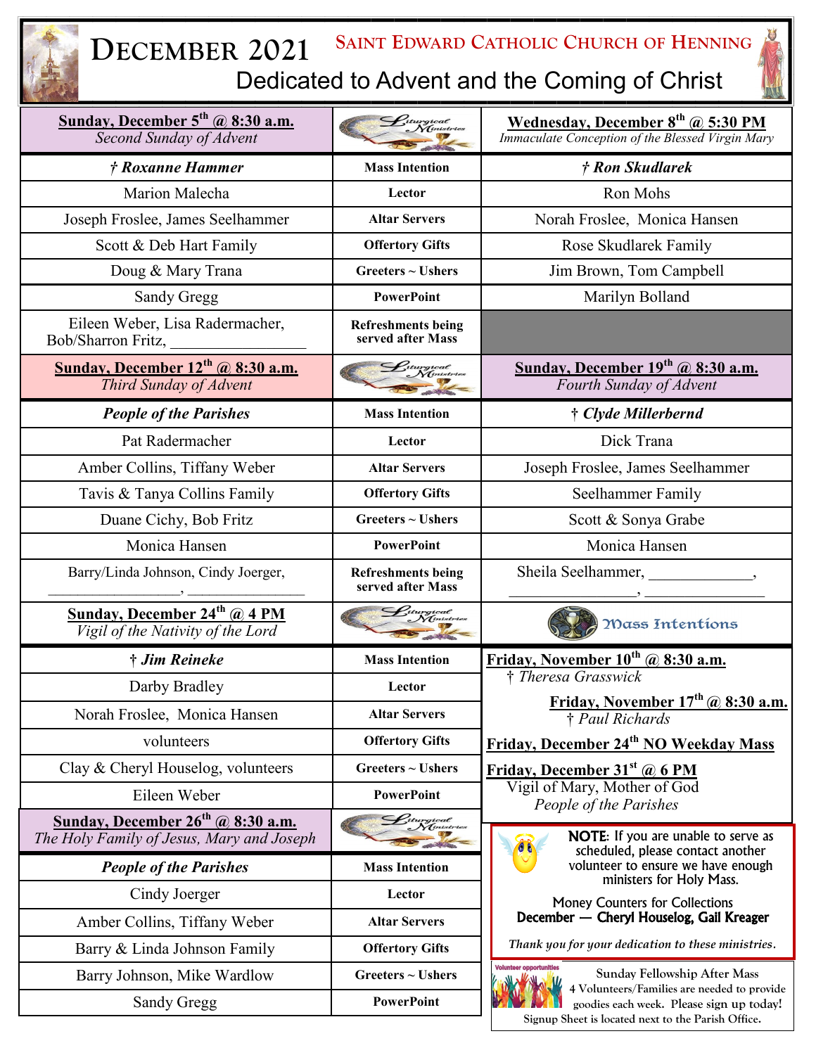# December 2021

## Saint Edward Catholic Church of Henning

## Dedicated to Advent and the Coming of Christ

| **Sunday, December 5th @ 8:30 a.m.** *Second Sunday of Advent* | | **Wednesday, December 8th @ 5:30 PM** *Immaculate Conception of the Blessed Virgin Mary* |
|---|---|---|
| ***† Roxanne Hammer*** | **Mass Intention** | ***† Ron Skudlarek*** |
| Marion Malecha | **Lector** | Ron Mohs |
| Joseph Froslee, James Seelhammer | **Altar Servers** | Norah Froslee, Monica Hansen |
| Scott & Deb Hart Family | **Offertory Gifts** | Rose Skudlarek Family |
| Doug & Mary Trana | **Greeters ~ Ushers** | Jim Brown, Tom Campbell |
| Sandy Gregg | **PowerPoint** | Marilyn Bolland |
| Eileen Weber, Lisa Radermacher, Bob/Sharron Fritz, ________________ | **Refreshments being served after Mass** | |

| **Sunday, December 12th @ 8:30 a.m.** *Third Sunday of Advent* | | **Sunday, December 19th @ 8:30 a.m.** *Fourth Sunday of Advent* |
|---|---|---|
| ***People of the Parishes*** | **Mass Intention** | ***† Clyde Millerbernd*** |
| Pat Radermacher | **Lector** | Dick Trana |
| Amber Collins, Tiffany Weber | **Altar Servers** | Joseph Froslee, James Seelhammer |
| Tavis & Tanya Collins Family | **Offertory Gifts** | Seelhammer Family |
| Duane Cichy, Bob Fritz | **Greeters ~ Ushers** | Scott & Sonya Grabe |
| Monica Hansen | **PowerPoint** | Monica Hansen |
| Barry/Linda Johnson, Cindy Joerger, ________________, ________________ | **Refreshments being served after Mass** | Sheila Seelhammer, ____________, ________________, ________________ |

| **Sunday, December 24th @ 4 PM** *Vigil of the Nativity of the Lord* | |
|---|---|
| ***† Jim Reineke*** | **Mass Intention** |
| Darby Bradley | **Lector** |
| Norah Froslee, Monica Hansen | **Altar Servers** |
| volunteers | **Offertory Gifts** |
| Clay & Cheryl Houselog, volunteers | **Greeters ~ Ushers** |
| Eileen Weber | **PowerPoint** |

| **Sunday, December 26th @ 8:30 a.m.** *The Holy Family of Jesus, Mary and Joseph* | |
|---|---|
| ***People of the Parishes*** | **Mass Intention** |
| Cindy Joerger | **Lector** |
| Amber Collins, Tiffany Weber | **Altar Servers** |
| Barry & Linda Johnson Family | **Offertory Gifts** |
| Barry Johnson, Mike Wardlow | **Greeters ~ Ushers** |
| Sandy Gregg | **PowerPoint** |

### Mass Intentions

**Friday, November 10th @ 8:30 a.m.**
*† Theresa Grasswick*

**Friday, November 17th @ 8:30 a.m.**
*† Paul Richards*

**Friday, December 24th NO Weekday Mass**

**Friday, December 31st @ 6 PM**
Vigil of Mary, Mother of God
*People of the Parishes*

**NOTE**: If you are unable to serve as scheduled, please contact another volunteer to ensure we have enough ministers for Holy Mass.

Money Counters for Collections
**December — Cheryl Houselog, Gail Kreager**

*Thank you for your dedication to these ministries.*

Volunteer opportunities

**Sunday Fellowship After Mass**
4 Volunteers/Families are needed to provide goodies each week. Please sign up today!
**Signup Sheet is located next to the Parish Office.**